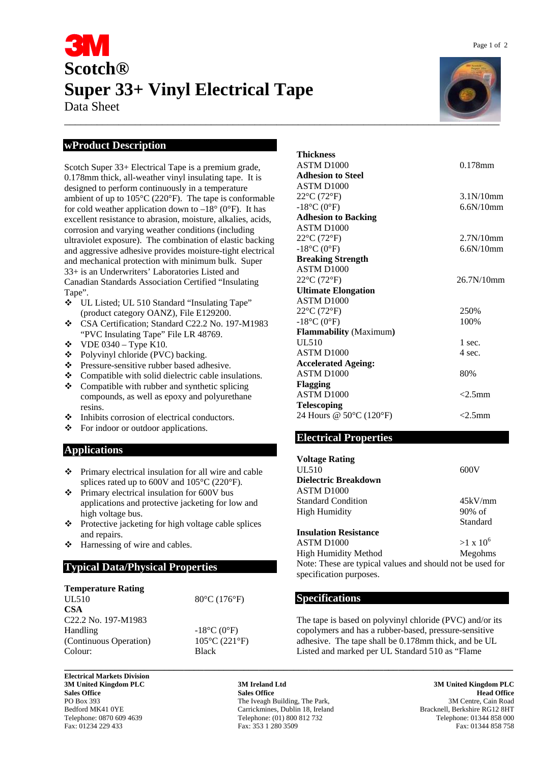# Scotch®

# Super 33+ Vinyl Electrical Tape

Data Sheet

## wProduct Description

Scotch Super 33+ Electrical Tape is a premium grade, 0.178mm thick, all-weather vinyl insulating tape. It is designed to perform continuously in a temperature ambient of up to 105°C (220°F). The tape is conformable for cold weather application down to –18° (0°F). It has excellent resistance to abrasion, moisture, alkalies, acids, corrosion and varying weather conditions (including ultraviolet exposure). The combination of elastic backing and aggressive adhesive provides moisture-tight electrical and mechanical protection with minimum bulk. Super 33+ is an Underwriters' Laboratories Listed and Canadian Standards Association Certified "Insulating Tape".

- UL Listed; UL 510 Standard "Insulating Tape" (product category OANZ), File E129200.
- CSA Certification; Standard C22.2 No. 197-M1983 "PVC Insulating Tape" File LR 48769.
- VDE 0340 – Type K10.
- Polyvinyl chloride (PVC) backing.
- Pressure-sensitive rubber based adhesive.
- Compatible with solid dielectric cable insulations.
- Compatible with rubber and synthetic splicing compounds, as well as epoxy and polyurethane resins.
- Inhibits corrosion of electrical conductors.
- For indoor or outdoor applications.

## Applications

- Primary electrical insulation for all wire and cable splices rated up to 600V and 105°C (220°F).
- Primary electrical insulation for 600V bus applications and protective jacketing for low and high voltage bus.
- Protective jacketing for high voltage cable splices and repairs.
- Harnessing of wire and cables.

## Typical Data/Physical Properties

| Property | Value |
|---|---|
| **Temperature Rating** | |
| UL510 | 80°C (176°F) |
| **CSA** | |
| C22.2 No. 197-M1983 | |
| Handling | -18°C (0°F) |
| (Continuous Operation) | 105°C (221°F) |
| Colour: | Black |
| **Thickness** | |
| ASTM D1000 | 0.178mm |
| **Adhesion to Steel** | |
| ASTM D1000 | |
| 22°C (72°F) | 3.1N/10mm |
| -18°C (0°F) | 6.6N/10mm |
| **Adhesion to Backing** | |
| ASTM D1000 | |
| 22°C (72°F) | 2.7N/10mm |
| -18°C (0°F) | 6.6N/10mm |
| **Breaking Strength** | |
| ASTM D1000 | |
| 22°C (72°F) | 26.7N/10mm |
| **Ultimate Elongation** | |
| ASTM D1000 | |
| 22°C (72°F) | 250% |
| -18°C (0°F) | 100% |
| **Flammability** (Maximum) | |
| UL510 | 1 sec. |
| ASTM D1000 | 4 sec. |
| **Accelerated Ageing:** | |
| ASTM D1000 | 80% |
| **Flagging** | |
| ASTM D1000 | <2.5mm |
| **Telescoping** | |
| 24 Hours @ 50°C (120°F) | <2.5mm |

## Electrical Properties

| Property | Value |
|---|---|
| **Voltage Rating** | |
| UL510 | 600V |
| **Dielectric Breakdown** | |
| ASTM D1000 | |
| Standard Condition | 45kV/mm |
| High Humidity | 90% of Standard |
| **Insulation Resistance** | |
| ASTM D1000 | $>1 \times 10^6$ |
| High Humidity Method | Megohms |

Note: These are typical values and should not be used for specification purposes.

## Specifications

The tape is based on polyvinyl chloride (PVC) and/or its copolymers and has a rubber-based, pressure-sensitive adhesive. The tape shall be 0.178mm thick, and be UL Listed and marked per UL Standard 510 as "Flame

---

**Electrical Markets Division**
**3M United Kingdom PLC**
**Sales Office**
PO Box 393
Bedford MK41 0YE
Telephone: 0870 609 4639
Fax: 01234 229 433

**3M Ireland Ltd**
**Sales Office**
The Iveagh Building, The Park,
Carrickmines, Dublin 18, Ireland
Telephone: (01) 800 812 732
Fax: 353 1 280 3509

**3M United Kingdom PLC**
**Head Office**
3M Centre, Cain Road
Bracknell, Berkshire RG12 8HT
Telephone: 01344 858 000
Fax: 01344 858 758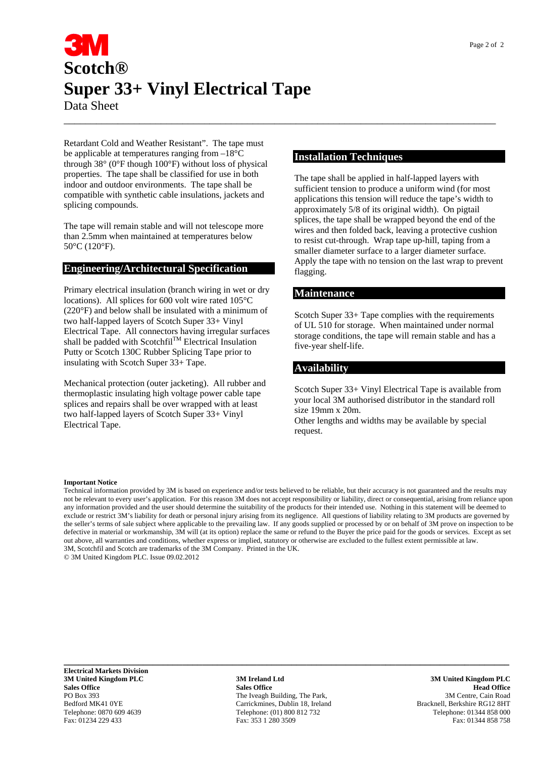# Scotch®
# Super 33+ Vinyl Electrical Tape
Data Sheet

Retardant Cold and Weather Resistant". The tape must be applicable at temperatures ranging from –18°C through 38° (0°F though 100°F) without loss of physical properties. The tape shall be classified for use in both indoor and outdoor environments. The tape shall be compatible with synthetic cable insulations, jackets and splicing compounds.

The tape will remain stable and will not telescope more than 2.5mm when maintained at temperatures below 50°C (120°F).

## Engineering/Architectural Specification

Primary electrical insulation (branch wiring in wet or dry locations). All splices for 600 volt wire rated 105°C (220°F) and below shall be insulated with a minimum of two half-lapped layers of Scotch Super 33+ Vinyl Electrical Tape. All connectors having irregular surfaces shall be padded with Scotchfil™ Electrical Insulation Putty or Scotch 130C Rubber Splicing Tape prior to insulating with Scotch Super 33+ Tape.

Mechanical protection (outer jacketing). All rubber and thermoplastic insulating high voltage power cable tape splices and repairs shall be over wrapped with at least two half-lapped layers of Scotch Super 33+ Vinyl Electrical Tape.

## Installation Techniques

The tape shall be applied in half-lapped layers with sufficient tension to produce a uniform wind (for most applications this tension will reduce the tape's width to approximately 5/8 of its original width). On pigtail splices, the tape shall be wrapped beyond the end of the wires and then folded back, leaving a protective cushion to resist cut-through. Wrap tape up-hill, taping from a smaller diameter surface to a larger diameter surface. Apply the tape with no tension on the last wrap to prevent flagging.

## Maintenance

Scotch Super 33+ Tape complies with the requirements of UL 510 for storage. When maintained under normal storage conditions, the tape will remain stable and has a five-year shelf-life.

## Availability

Scotch Super 33+ Vinyl Electrical Tape is available from your local 3M authorised distributor in the standard roll size 19mm x 20m.
Other lengths and widths may be available by special request.

**Important Notice**
Technical information provided by 3M is based on experience and/or tests believed to be reliable, but their accuracy is not guaranteed and the results may not be relevant to every user's application. For this reason 3M does not accept responsibility or liability, direct or consequential, arising from reliance upon any information provided and the user should determine the suitability of the products for their intended use. Nothing in this statement will be deemed to exclude or restrict 3M's liability for death or personal injury arising from its negligence. All questions of liability relating to 3M products are governed by the seller's terms of sale subject where applicable to the prevailing law. If any goods supplied or processed by or on behalf of 3M prove on inspection to be defective in material or workmanship, 3M will (at its option) replace the same or refund to the Buyer the price paid for the goods or services. Except as set out above, all warranties and conditions, whether express or implied, statutory or otherwise are excluded to the fullest extent permissible at law.
3M, Scotchfil and Scotch are trademarks of the 3M Company. Printed in the UK.
© 3M United Kingdom PLC. Issue 09.02.2012

**Electrical Markets Division**
**3M United Kingdom PLC**
**Sales Office**
PO Box 393
Bedford MK41 0YE
Telephone: 0870 609 4639
Fax: 01234 229 433

**3M Ireland Ltd**
**Sales Office**
The Iveagh Building, The Park,
Carrickmines, Dublin 18, Ireland
Telephone: (01) 800 812 732
Fax: 353 1 280 3509

**3M United Kingdom PLC**
**Head Office**
3M Centre, Cain Road
Bracknell, Berkshire RG12 8HT
Telephone: 01344 858 000
Fax: 01344 858 758